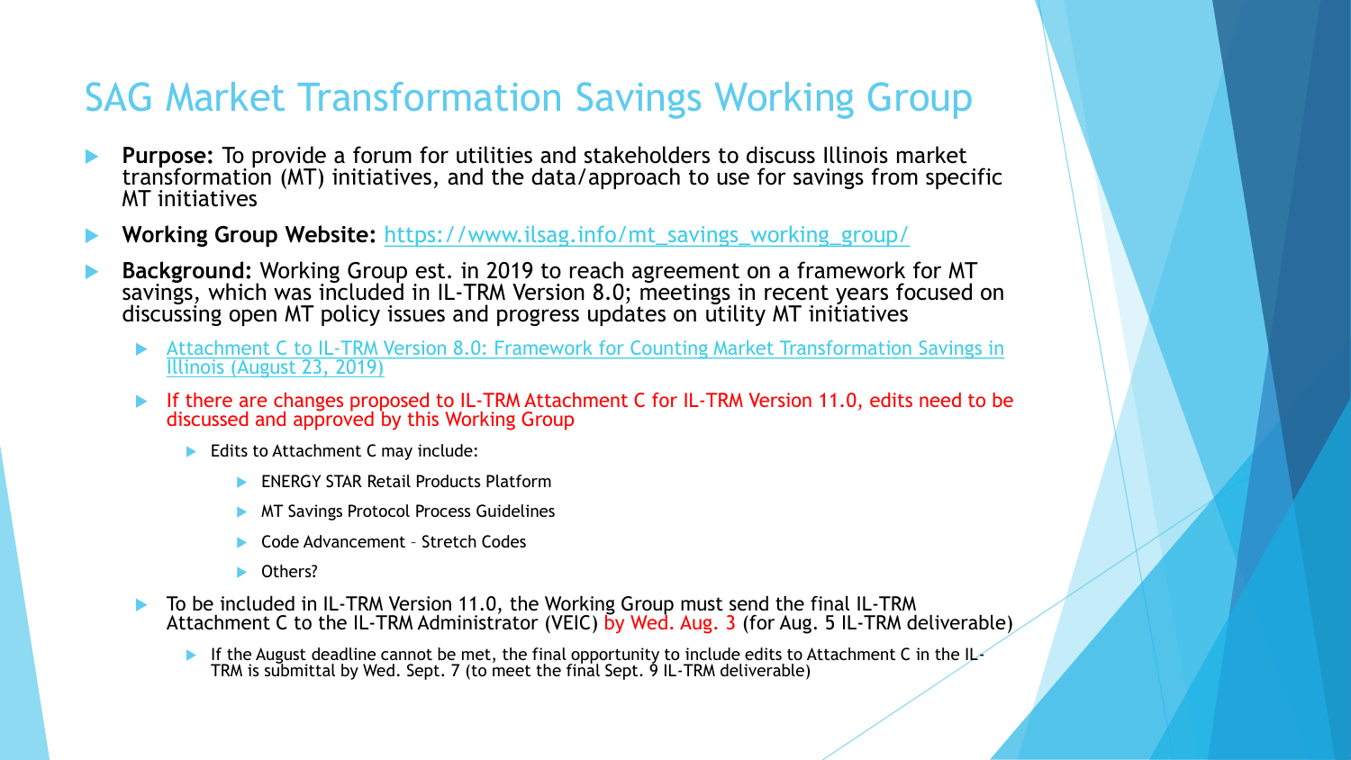# SAG Market Transformation Savings Working Group

- **Purpose:** To provide a forum for utilities and stakeholders to discuss Illinois market transformation (MT) initiatives, and the data/approach to use for savings from specific MT initiatives
- **Working Group Website:** [https://www.ilsag.info/mt_savings_working_group/](https://www.ilsag.info/mt_savings_working_group/)
- **Background:** Working Group est. in 2019 to reach agreement on a framework for MT savings, which was included in IL-TRM Version 8.0; meetings in recent years focused on discussing open MT policy issues and progress updates on utility MT initiatives
  - Attachment C to IL-TRM Version 8.0: Framework for Counting Market Transformation Savings in Illinois (August 23, 2019)
  - If there are changes proposed to IL-TRM Attachment C for IL-TRM Version 11.0, edits need to be discussed and approved by this Working Group
    - Edits to Attachment C may include:
      - ENERGY STAR Retail Products Platform
      - MT Savings Protocol Process Guidelines
      - Code Advancement – Stretch Codes
      - Others?
  - To be included in IL-TRM Version 11.0, the Working Group must send the final IL-TRM Attachment C to the IL-TRM Administrator (VEIC) by Wed. Aug. 3 (for Aug. 5 IL-TRM deliverable)
    - If the August deadline cannot be met, the final opportunity to include edits to Attachment C in the IL-TRM is submittal by Wed. Sept. 7 (to meet the final Sept. 9 IL-TRM deliverable)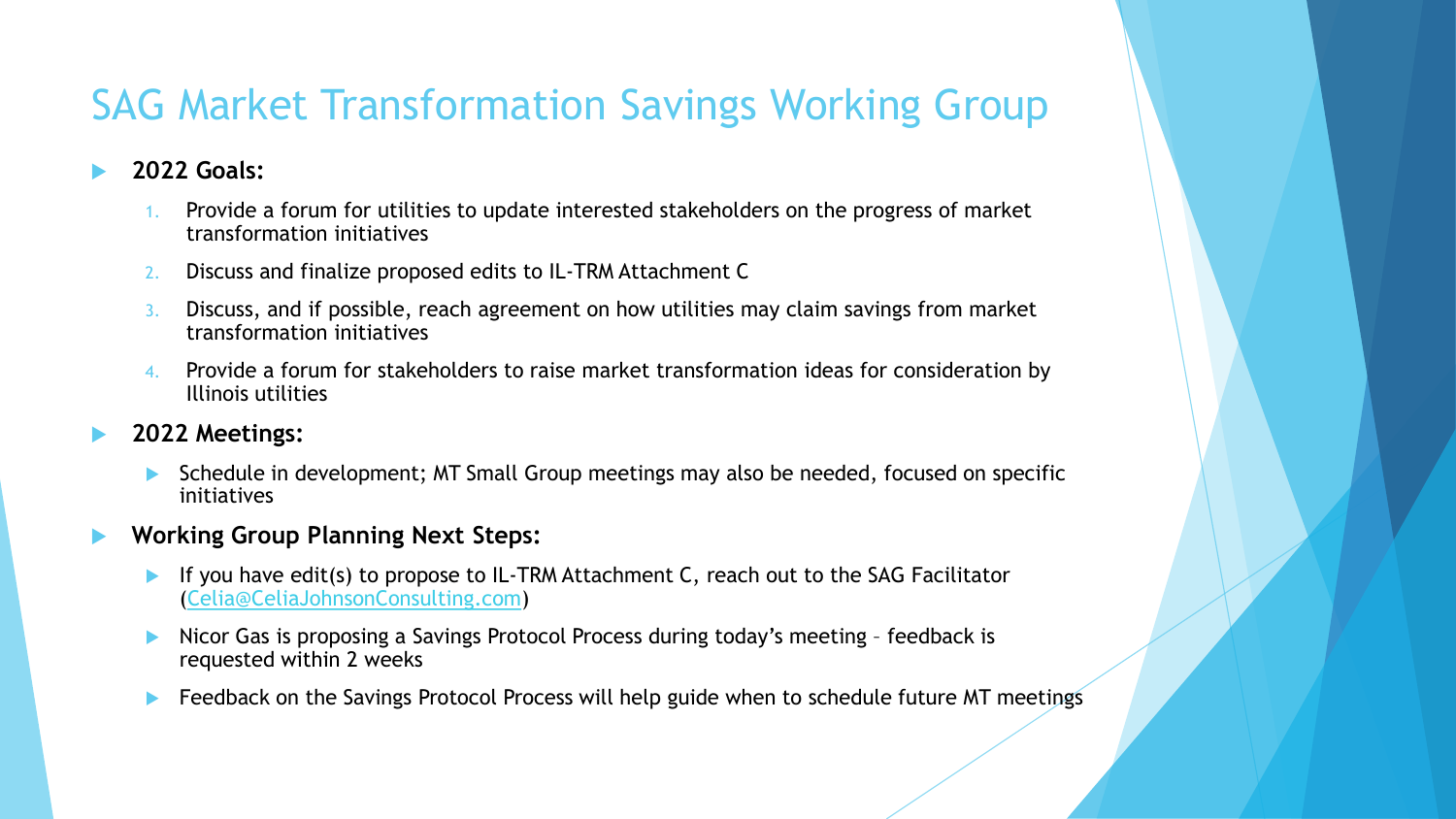# SAG Market Transformation Savings Working Group

- **2022 Goals:**
  1. Provide a forum for utilities to update interested stakeholders on the progress of market transformation initiatives
  2. Discuss and finalize proposed edits to IL-TRM Attachment C
  3. Discuss, and if possible, reach agreement on how utilities may claim savings from market transformation initiatives
  4. Provide a forum for stakeholders to raise market transformation ideas for consideration by Illinois utilities
- **2022 Meetings:**
  - Schedule in development; MT Small Group meetings may also be needed, focused on specific initiatives
- **Working Group Planning Next Steps:**
  - If you have edit(s) to propose to IL-TRM Attachment C, reach out to the SAG Facilitator (Celia@CeliaJohnsonConsulting.com)
  - Nicor Gas is proposing a Savings Protocol Process during today's meeting – feedback is requested within 2 weeks
  - Feedback on the Savings Protocol Process will help guide when to schedule future MT meetings